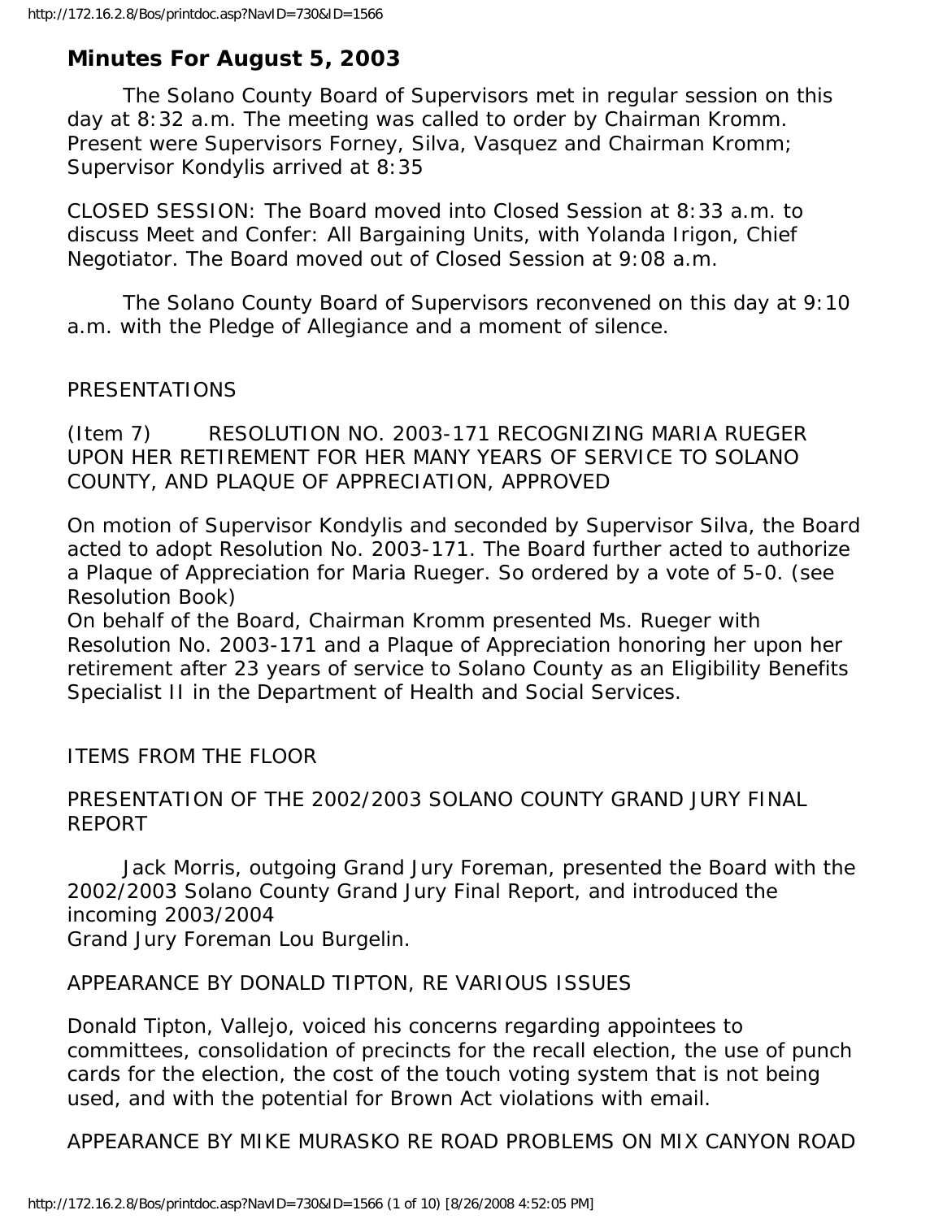# Minutes For August 5, 2003

The Solano County Board of Supervisors met in regular session on this day at 8:32 a.m. The meeting was called to order by Chairman Kromm. Present were Supervisors Forney, Silva, Vasquez and Chairman Kromm; Supervisor Kondylis arrived at 8:35

CLOSED SESSION: The Board moved into Closed Session at 8:33 a.m. to discuss Meet and Confer: All Bargaining Units, with Yolanda Irigon, Chief Negotiator. The Board moved out of Closed Session at 9:08 a.m.

The Solano County Board of Supervisors reconvened on this day at 9:10 a.m. with the Pledge of Allegiance and a moment of silence.

PRESENTATIONS

(Item 7) RESOLUTION NO. 2003-171 RECOGNIZING MARIA RUEGER UPON HER RETIREMENT FOR HER MANY YEARS OF SERVICE TO SOLANO COUNTY, AND PLAQUE OF APPRECIATION, APPROVED

On motion of Supervisor Kondylis and seconded by Supervisor Silva, the Board acted to adopt Resolution No. 2003-171. The Board further acted to authorize a Plaque of Appreciation for Maria Rueger. So ordered by a vote of 5-0. (see Resolution Book)
On behalf of the Board, Chairman Kromm presented Ms. Rueger with Resolution No. 2003-171 and a Plaque of Appreciation honoring her upon her retirement after 23 years of service to Solano County as an Eligibility Benefits Specialist II in the Department of Health and Social Services.

ITEMS FROM THE FLOOR

PRESENTATION OF THE 2002/2003 SOLANO COUNTY GRAND JURY FINAL REPORT

Jack Morris, outgoing Grand Jury Foreman, presented the Board with the 2002/2003 Solano County Grand Jury Final Report, and introduced the incoming 2003/2004
Grand Jury Foreman Lou Burgelin.

APPEARANCE BY DONALD TIPTON, RE VARIOUS ISSUES

Donald Tipton, Vallejo, voiced his concerns regarding appointees to committees, consolidation of precincts for the recall election, the use of punch cards for the election, the cost of the touch voting system that is not being used, and with the potential for Brown Act violations with email.

APPEARANCE BY MIKE MURASKO RE ROAD PROBLEMS ON MIX CANYON ROAD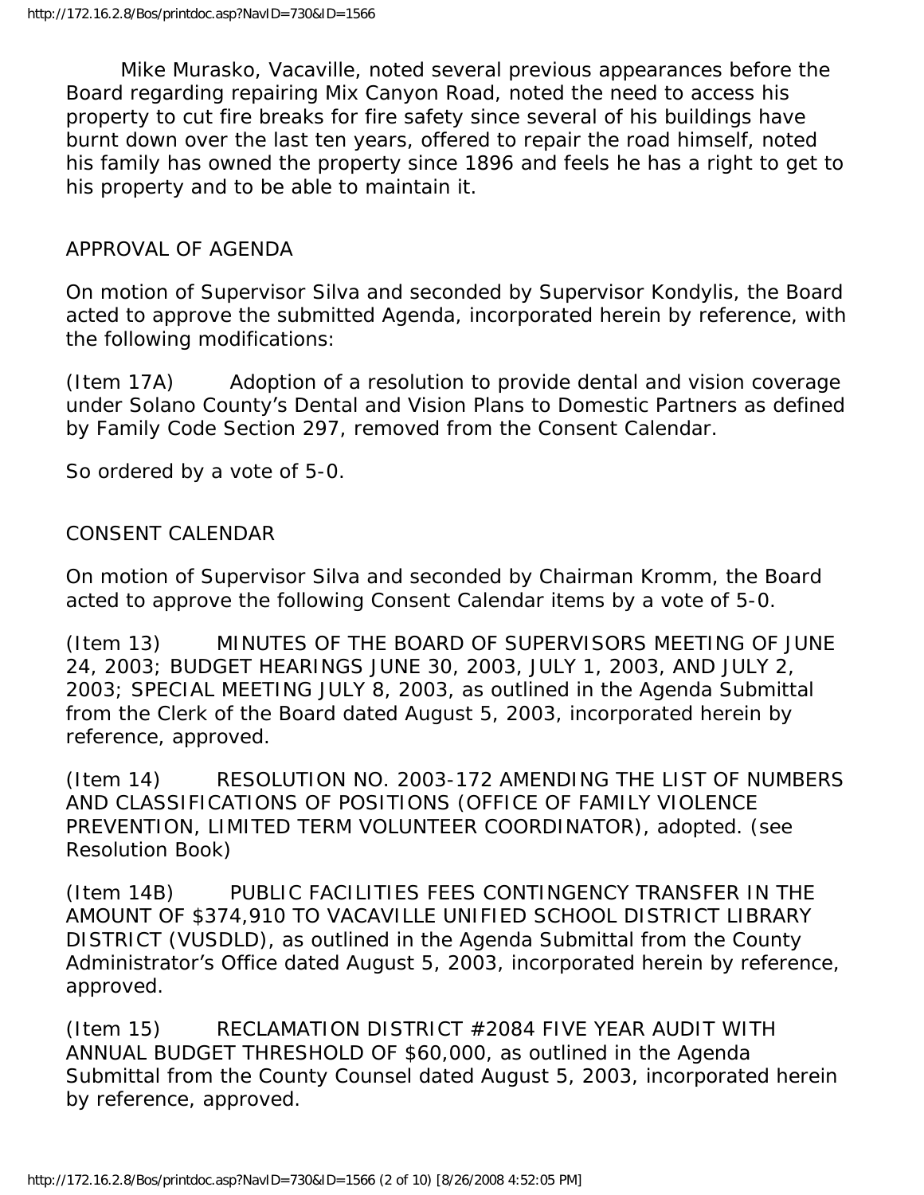Mike Murasko, Vacaville, noted several previous appearances before the Board regarding repairing Mix Canyon Road, noted the need to access his property to cut fire breaks for fire safety since several of his buildings have burnt down over the last ten years, offered to repair the road himself, noted his family has owned the property since 1896 and feels he has a right to get to his property and to be able to maintain it.

APPROVAL OF AGENDA

On motion of Supervisor Silva and seconded by Supervisor Kondylis, the Board acted to approve the submitted Agenda, incorporated herein by reference, with the following modifications:

(Item 17A) Adoption of a resolution to provide dental and vision coverage under Solano County's Dental and Vision Plans to Domestic Partners as defined by Family Code Section 297, removed from the Consent Calendar.

So ordered by a vote of 5-0.

CONSENT CALENDAR

On motion of Supervisor Silva and seconded by Chairman Kromm, the Board acted to approve the following Consent Calendar items by a vote of 5-0.

(Item 13) MINUTES OF THE BOARD OF SUPERVISORS MEETING OF JUNE 24, 2003; BUDGET HEARINGS JUNE 30, 2003, JULY 1, 2003, AND JULY 2, 2003; SPECIAL MEETING JULY 8, 2003, as outlined in the Agenda Submittal from the Clerk of the Board dated August 5, 2003, incorporated herein by reference, approved.

(Item 14) RESOLUTION NO. 2003-172 AMENDING THE LIST OF NUMBERS AND CLASSIFICATIONS OF POSITIONS (OFFICE OF FAMILY VIOLENCE PREVENTION, LIMITED TERM VOLUNTEER COORDINATOR), adopted. (see Resolution Book)

(Item 14B) PUBLIC FACILITIES FEES CONTINGENCY TRANSFER IN THE AMOUNT OF $374,910 TO VACAVILLE UNIFIED SCHOOL DISTRICT LIBRARY DISTRICT (VUSDLD), as outlined in the Agenda Submittal from the County Administrator's Office dated August 5, 2003, incorporated herein by reference, approved.

(Item 15) RECLAMATION DISTRICT #2084 FIVE YEAR AUDIT WITH ANNUAL BUDGET THRESHOLD OF $60,000, as outlined in the Agenda Submittal from the County Counsel dated August 5, 2003, incorporated herein by reference, approved.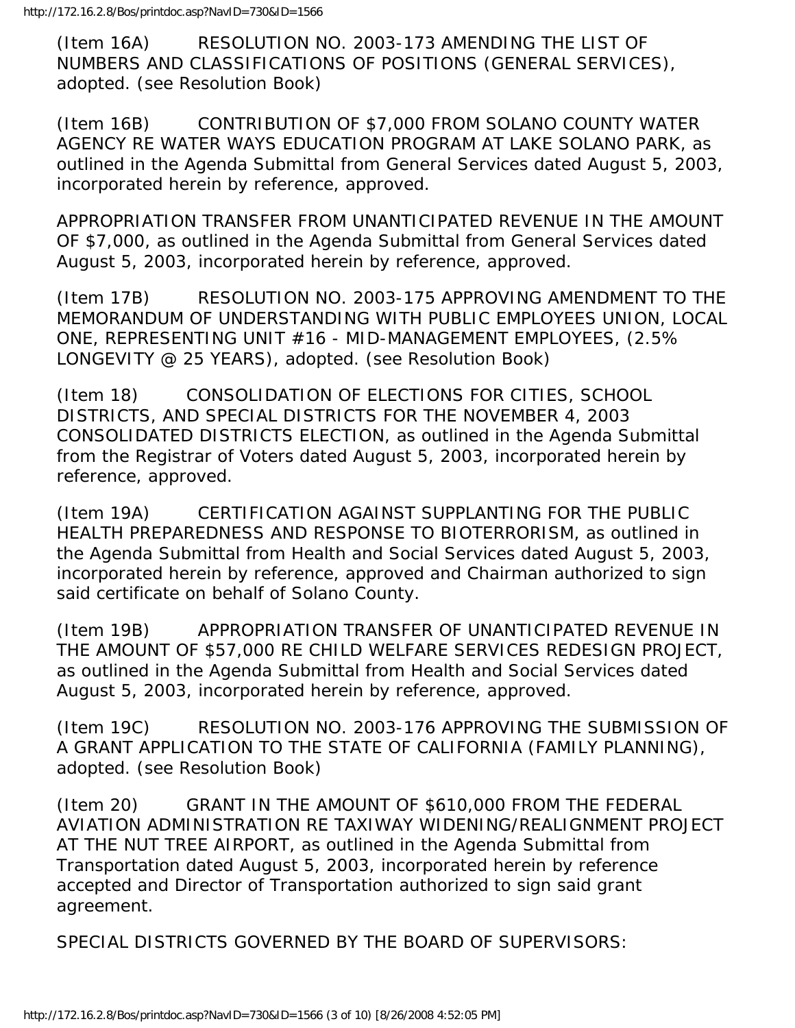(Item 16A) RESOLUTION NO. 2003-173 AMENDING THE LIST OF NUMBERS AND CLASSIFICATIONS OF POSITIONS (GENERAL SERVICES), adopted. (see Resolution Book)

(Item 16B) CONTRIBUTION OF $7,000 FROM SOLANO COUNTY WATER AGENCY RE WATER WAYS EDUCATION PROGRAM AT LAKE SOLANO PARK, as outlined in the Agenda Submittal from General Services dated August 5, 2003, incorporated herein by reference, approved.

APPROPRIATION TRANSFER FROM UNANTICIPATED REVENUE IN THE AMOUNT OF $7,000, as outlined in the Agenda Submittal from General Services dated August 5, 2003, incorporated herein by reference, approved.

(Item 17B) RESOLUTION NO. 2003-175 APPROVING AMENDMENT TO THE MEMORANDUM OF UNDERSTANDING WITH PUBLIC EMPLOYEES UNION, LOCAL ONE, REPRESENTING UNIT #16 - MID-MANAGEMENT EMPLOYEES, (2.5% LONGEVITY @ 25 YEARS), adopted. (see Resolution Book)

(Item 18) CONSOLIDATION OF ELECTIONS FOR CITIES, SCHOOL DISTRICTS, AND SPECIAL DISTRICTS FOR THE NOVEMBER 4, 2003 CONSOLIDATED DISTRICTS ELECTION, as outlined in the Agenda Submittal from the Registrar of Voters dated August 5, 2003, incorporated herein by reference, approved.

(Item 19A) CERTIFICATION AGAINST SUPPLANTING FOR THE PUBLIC HEALTH PREPAREDNESS AND RESPONSE TO BIOTERRORISM, as outlined in the Agenda Submittal from Health and Social Services dated August 5, 2003, incorporated herein by reference, approved and Chairman authorized to sign said certificate on behalf of Solano County.

(Item 19B) APPROPRIATION TRANSFER OF UNANTICIPATED REVENUE IN THE AMOUNT OF $57,000 RE CHILD WELFARE SERVICES REDESIGN PROJECT, as outlined in the Agenda Submittal from Health and Social Services dated August 5, 2003, incorporated herein by reference, approved.

(Item 19C) RESOLUTION NO. 2003-176 APPROVING THE SUBMISSION OF A GRANT APPLICATION TO THE STATE OF CALIFORNIA (FAMILY PLANNING), adopted. (see Resolution Book)

(Item 20) GRANT IN THE AMOUNT OF $610,000 FROM THE FEDERAL AVIATION ADMINISTRATION RE TAXIWAY WIDENING/REALIGNMENT PROJECT AT THE NUT TREE AIRPORT, as outlined in the Agenda Submittal from Transportation dated August 5, 2003, incorporated herein by reference accepted and Director of Transportation authorized to sign said grant agreement.

SPECIAL DISTRICTS GOVERNED BY THE BOARD OF SUPERVISORS: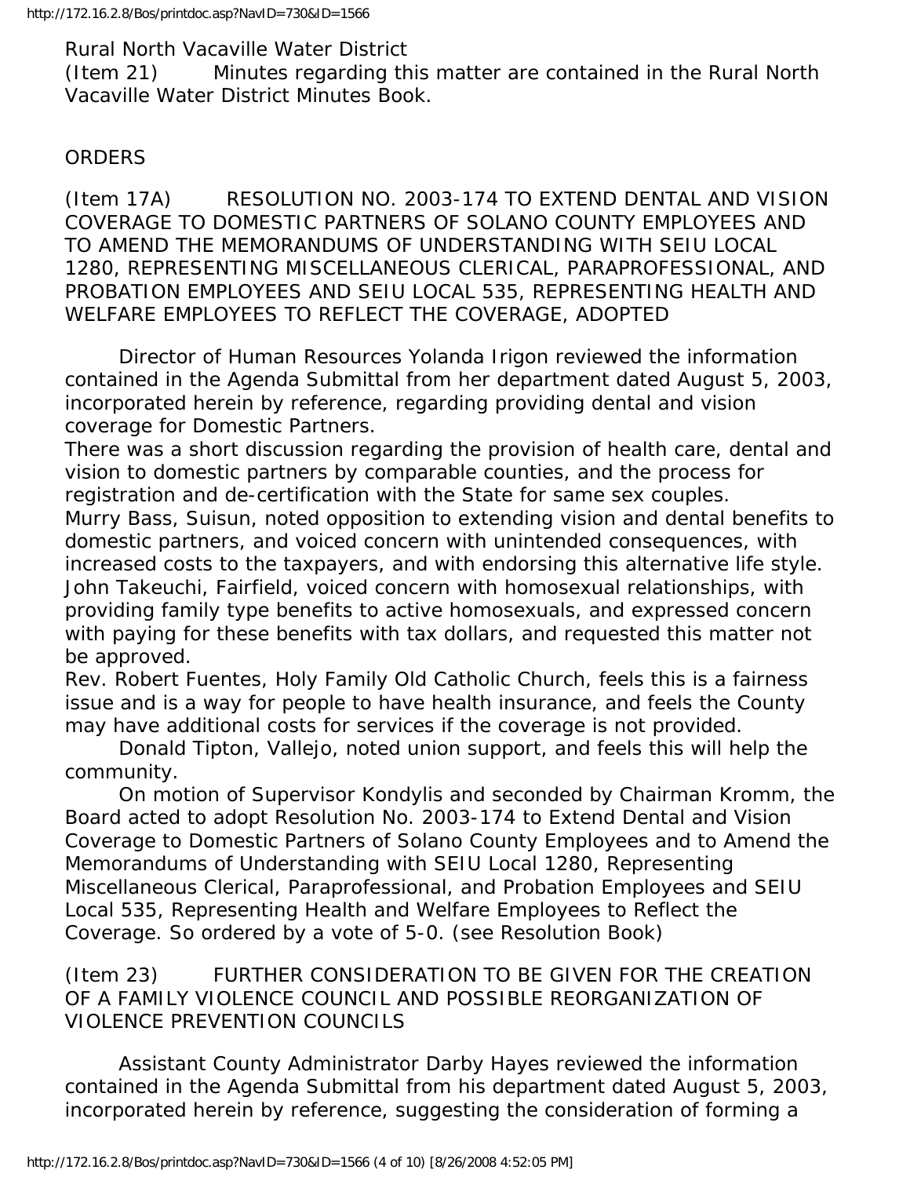Rural North Vacaville Water District

(Item 21) Minutes regarding this matter are contained in the Rural North Vacaville Water District Minutes Book.

ORDERS

(Item 17A) RESOLUTION NO. 2003-174 TO EXTEND DENTAL AND VISION COVERAGE TO DOMESTIC PARTNERS OF SOLANO COUNTY EMPLOYEES AND TO AMEND THE MEMORANDUMS OF UNDERSTANDING WITH SEIU LOCAL 1280, REPRESENTING MISCELLANEOUS CLERICAL, PARAPROFESSIONAL, AND PROBATION EMPLOYEES AND SEIU LOCAL 535, REPRESENTING HEALTH AND WELFARE EMPLOYEES TO REFLECT THE COVERAGE, ADOPTED

Director of Human Resources Yolanda Irigon reviewed the information contained in the Agenda Submittal from her department dated August 5, 2003, incorporated herein by reference, regarding providing dental and vision coverage for Domestic Partners.

There was a short discussion regarding the provision of health care, dental and vision to domestic partners by comparable counties, and the process for registration and de-certification with the State for same sex couples.

Murry Bass, Suisun, noted opposition to extending vision and dental benefits to domestic partners, and voiced concern with unintended consequences, with increased costs to the taxpayers, and with endorsing this alternative life style.

John Takeuchi, Fairfield, voiced concern with homosexual relationships, with providing family type benefits to active homosexuals, and expressed concern with paying for these benefits with tax dollars, and requested this matter not be approved.

Rev. Robert Fuentes, Holy Family Old Catholic Church, feels this is a fairness issue and is a way for people to have health insurance, and feels the County may have additional costs for services if the coverage is not provided.

Donald Tipton, Vallejo, noted union support, and feels this will help the community.

On motion of Supervisor Kondylis and seconded by Chairman Kromm, the Board acted to adopt Resolution No. 2003-174 to Extend Dental and Vision Coverage to Domestic Partners of Solano County Employees and to Amend the Memorandums of Understanding with SEIU Local 1280, Representing Miscellaneous Clerical, Paraprofessional, and Probation Employees and SEIU Local 535, Representing Health and Welfare Employees to Reflect the Coverage. So ordered by a vote of 5-0. (see Resolution Book)

(Item 23) FURTHER CONSIDERATION TO BE GIVEN FOR THE CREATION OF A FAMILY VIOLENCE COUNCIL AND POSSIBLE REORGANIZATION OF VIOLENCE PREVENTION COUNCILS

Assistant County Administrator Darby Hayes reviewed the information contained in the Agenda Submittal from his department dated August 5, 2003, incorporated herein by reference, suggesting the consideration of forming a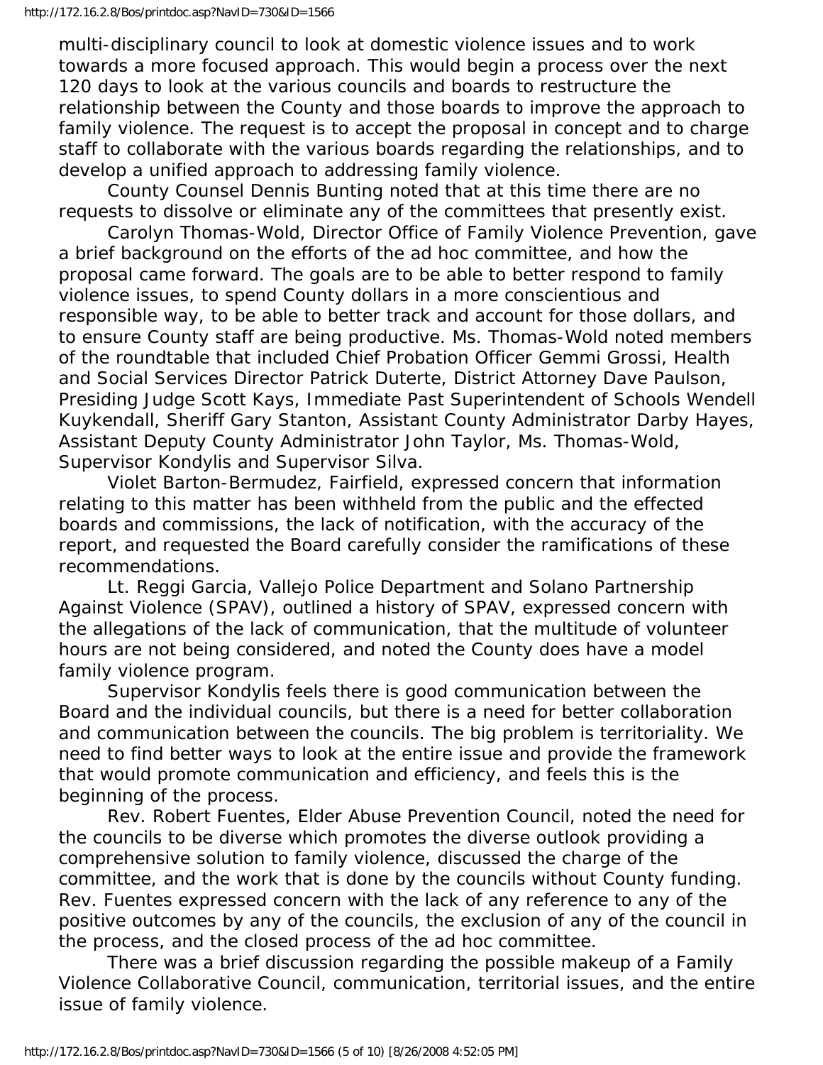multi-disciplinary council to look at domestic violence issues and to work towards a more focused approach. This would begin a process over the next 120 days to look at the various councils and boards to restructure the relationship between the County and those boards to improve the approach to family violence. The request is to accept the proposal in concept and to charge staff to collaborate with the various boards regarding the relationships, and to develop a unified approach to addressing family violence.

County Counsel Dennis Bunting noted that at this time there are no requests to dissolve or eliminate any of the committees that presently exist.

Carolyn Thomas-Wold, Director Office of Family Violence Prevention, gave a brief background on the efforts of the ad hoc committee, and how the proposal came forward. The goals are to be able to better respond to family violence issues, to spend County dollars in a more conscientious and responsible way, to be able to better track and account for those dollars, and to ensure County staff are being productive. Ms. Thomas-Wold noted members of the roundtable that included Chief Probation Officer Gemmi Grossi, Health and Social Services Director Patrick Duterte, District Attorney Dave Paulson, Presiding Judge Scott Kays, Immediate Past Superintendent of Schools Wendell Kuykendall, Sheriff Gary Stanton, Assistant County Administrator Darby Hayes, Assistant Deputy County Administrator John Taylor, Ms. Thomas-Wold, Supervisor Kondylis and Supervisor Silva.

Violet Barton-Bermudez, Fairfield, expressed concern that information relating to this matter has been withheld from the public and the effected boards and commissions, the lack of notification, with the accuracy of the report, and requested the Board carefully consider the ramifications of these recommendations.

Lt. Reggi Garcia, Vallejo Police Department and Solano Partnership Against Violence (SPAV), outlined a history of SPAV, expressed concern with the allegations of the lack of communication, that the multitude of volunteer hours are not being considered, and noted the County does have a model family violence program.

Supervisor Kondylis feels there is good communication between the Board and the individual councils, but there is a need for better collaboration and communication between the councils. The big problem is territoriality. We need to find better ways to look at the entire issue and provide the framework that would promote communication and efficiency, and feels this is the beginning of the process.

Rev. Robert Fuentes, Elder Abuse Prevention Council, noted the need for the councils to be diverse which promotes the diverse outlook providing a comprehensive solution to family violence, discussed the charge of the committee, and the work that is done by the councils without County funding. Rev. Fuentes expressed concern with the lack of any reference to any of the positive outcomes by any of the councils, the exclusion of any of the council in the process, and the closed process of the ad hoc committee.

There was a brief discussion regarding the possible makeup of a Family Violence Collaborative Council, communication, territorial issues, and the entire issue of family violence.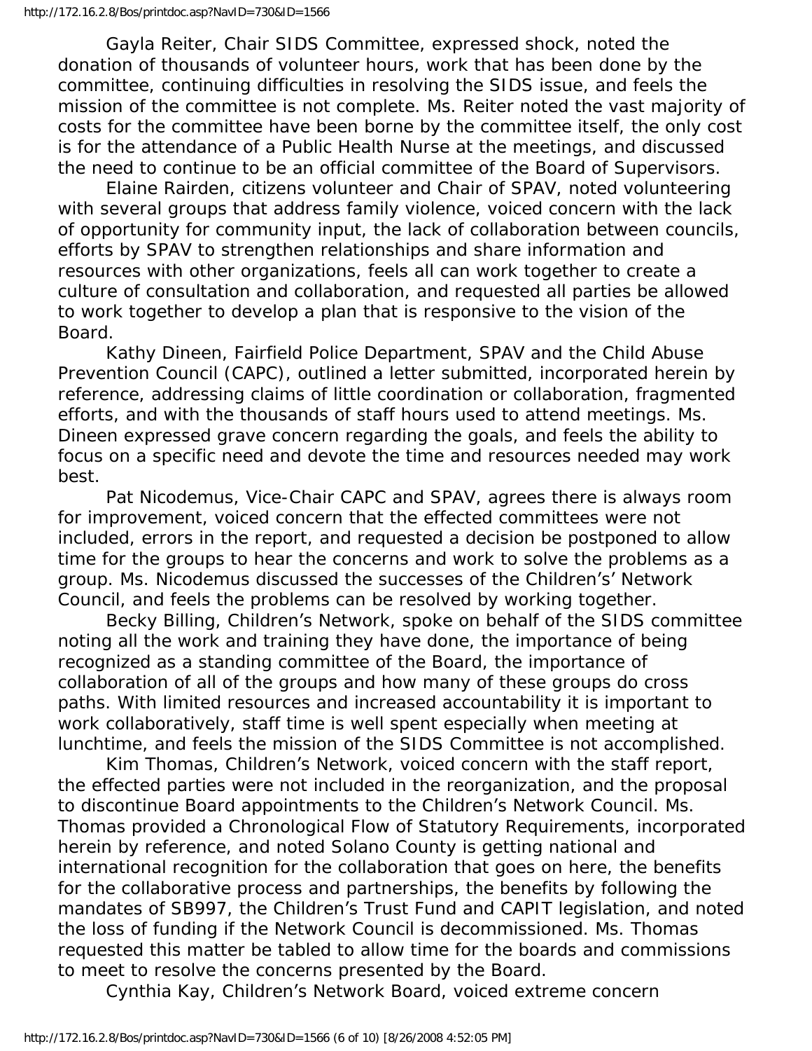Gayla Reiter, Chair SIDS Committee, expressed shock, noted the donation of thousands of volunteer hours, work that has been done by the committee, continuing difficulties in resolving the SIDS issue, and feels the mission of the committee is not complete. Ms. Reiter noted the vast majority of costs for the committee have been borne by the committee itself, the only cost is for the attendance of a Public Health Nurse at the meetings, and discussed the need to continue to be an official committee of the Board of Supervisors.

Elaine Rairden, citizens volunteer and Chair of SPAV, noted volunteering with several groups that address family violence, voiced concern with the lack of opportunity for community input, the lack of collaboration between councils, efforts by SPAV to strengthen relationships and share information and resources with other organizations, feels all can work together to create a culture of consultation and collaboration, and requested all parties be allowed to work together to develop a plan that is responsive to the vision of the Board.

Kathy Dineen, Fairfield Police Department, SPAV and the Child Abuse Prevention Council (CAPC), outlined a letter submitted, incorporated herein by reference, addressing claims of little coordination or collaboration, fragmented efforts, and with the thousands of staff hours used to attend meetings. Ms. Dineen expressed grave concern regarding the goals, and feels the ability to focus on a specific need and devote the time and resources needed may work best.

Pat Nicodemus, Vice-Chair CAPC and SPAV, agrees there is always room for improvement, voiced concern that the effected committees were not included, errors in the report, and requested a decision be postponed to allow time for the groups to hear the concerns and work to solve the problems as a group. Ms. Nicodemus discussed the successes of the Children's' Network Council, and feels the problems can be resolved by working together.

Becky Billing, Children's Network, spoke on behalf of the SIDS committee noting all the work and training they have done, the importance of being recognized as a standing committee of the Board, the importance of collaboration of all of the groups and how many of these groups do cross paths. With limited resources and increased accountability it is important to work collaboratively, staff time is well spent especially when meeting at lunchtime, and feels the mission of the SIDS Committee is not accomplished.

Kim Thomas, Children's Network, voiced concern with the staff report, the effected parties were not included in the reorganization, and the proposal to discontinue Board appointments to the Children's Network Council. Ms. Thomas provided a Chronological Flow of Statutory Requirements, incorporated herein by reference, and noted Solano County is getting national and international recognition for the collaboration that goes on here, the benefits for the collaborative process and partnerships, the benefits by following the mandates of SB997, the Children's Trust Fund and CAPIT legislation, and noted the loss of funding if the Network Council is decommissioned. Ms. Thomas requested this matter be tabled to allow time for the boards and commissions to meet to resolve the concerns presented by the Board.

Cynthia Kay, Children's Network Board, voiced extreme concern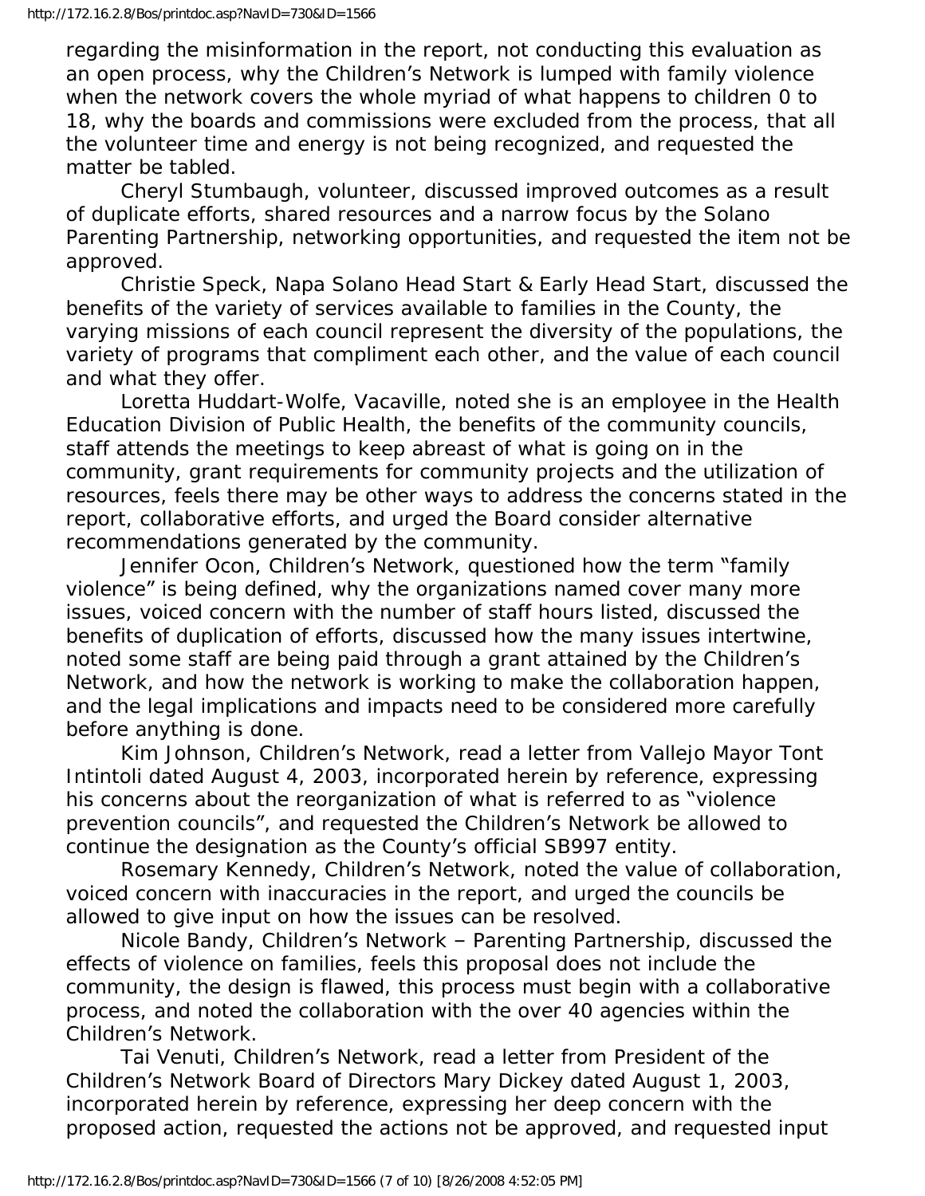regarding the misinformation in the report, not conducting this evaluation as an open process, why the Children's Network is lumped with family violence when the network covers the whole myriad of what happens to children 0 to 18, why the boards and commissions were excluded from the process, that all the volunteer time and energy is not being recognized, and requested the matter be tabled.

Cheryl Stumbaugh, volunteer, discussed improved outcomes as a result of duplicate efforts, shared resources and a narrow focus by the Solano Parenting Partnership, networking opportunities, and requested the item not be approved.

Christie Speck, Napa Solano Head Start & Early Head Start, discussed the benefits of the variety of services available to families in the County, the varying missions of each council represent the diversity of the populations, the variety of programs that compliment each other, and the value of each council and what they offer.

Loretta Huddart-Wolfe, Vacaville, noted she is an employee in the Health Education Division of Public Health, the benefits of the community councils, staff attends the meetings to keep abreast of what is going on in the community, grant requirements for community projects and the utilization of resources, feels there may be other ways to address the concerns stated in the report, collaborative efforts, and urged the Board consider alternative recommendations generated by the community.

Jennifer Ocon, Children's Network, questioned how the term "family violence" is being defined, why the organizations named cover many more issues, voiced concern with the number of staff hours listed, discussed the benefits of duplication of efforts, discussed how the many issues intertwine, noted some staff are being paid through a grant attained by the Children's Network, and how the network is working to make the collaboration happen, and the legal implications and impacts need to be considered more carefully before anything is done.

Kim Johnson, Children's Network, read a letter from Vallejo Mayor Tont Intintoli dated August 4, 2003, incorporated herein by reference, expressing his concerns about the reorganization of what is referred to as "violence prevention councils", and requested the Children's Network be allowed to continue the designation as the County's official SB997 entity.

Rosemary Kennedy, Children's Network, noted the value of collaboration, voiced concern with inaccuracies in the report, and urged the councils be allowed to give input on how the issues can be resolved.

Nicole Bandy, Children's Network – Parenting Partnership, discussed the effects of violence on families, feels this proposal does not include the community, the design is flawed, this process must begin with a collaborative process, and noted the collaboration with the over 40 agencies within the Children's Network.

Tai Venuti, Children's Network, read a letter from President of the Children's Network Board of Directors Mary Dickey dated August 1, 2003, incorporated herein by reference, expressing her deep concern with the proposed action, requested the actions not be approved, and requested input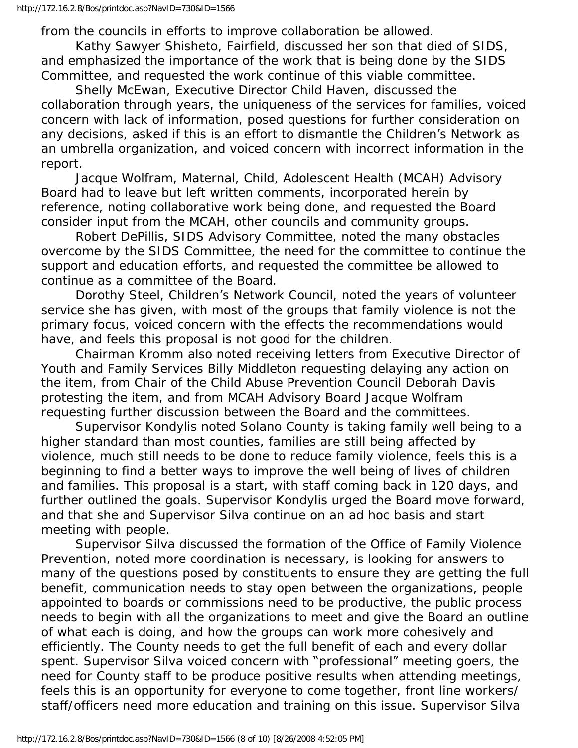from the councils in efforts to improve collaboration be allowed.

Kathy Sawyer Shisheto, Fairfield, discussed her son that died of SIDS, and emphasized the importance of the work that is being done by the SIDS Committee, and requested the work continue of this viable committee.

Shelly McEwan, Executive Director Child Haven, discussed the collaboration through years, the uniqueness of the services for families, voiced concern with lack of information, posed questions for further consideration on any decisions, asked if this is an effort to dismantle the Children's Network as an umbrella organization, and voiced concern with incorrect information in the report.

Jacque Wolfram, Maternal, Child, Adolescent Health (MCAH) Advisory Board had to leave but left written comments, incorporated herein by reference, noting collaborative work being done, and requested the Board consider input from the MCAH, other councils and community groups.

Robert DePillis, SIDS Advisory Committee, noted the many obstacles overcome by the SIDS Committee, the need for the committee to continue the support and education efforts, and requested the committee be allowed to continue as a committee of the Board.

Dorothy Steel, Children's Network Council, noted the years of volunteer service she has given, with most of the groups that family violence is not the primary focus, voiced concern with the effects the recommendations would have, and feels this proposal is not good for the children.

Chairman Kromm also noted receiving letters from Executive Director of Youth and Family Services Billy Middleton requesting delaying any action on the item, from Chair of the Child Abuse Prevention Council Deborah Davis protesting the item, and from MCAH Advisory Board Jacque Wolfram requesting further discussion between the Board and the committees.

Supervisor Kondylis noted Solano County is taking family well being to a higher standard than most counties, families are still being affected by violence, much still needs to be done to reduce family violence, feels this is a beginning to find a better ways to improve the well being of lives of children and families. This proposal is a start, with staff coming back in 120 days, and further outlined the goals. Supervisor Kondylis urged the Board move forward, and that she and Supervisor Silva continue on an ad hoc basis and start meeting with people.

Supervisor Silva discussed the formation of the Office of Family Violence Prevention, noted more coordination is necessary, is looking for answers to many of the questions posed by constituents to ensure they are getting the full benefit, communication needs to stay open between the organizations, people appointed to boards or commissions need to be productive, the public process needs to begin with all the organizations to meet and give the Board an outline of what each is doing, and how the groups can work more cohesively and efficiently. The County needs to get the full benefit of each and every dollar spent. Supervisor Silva voiced concern with "professional" meeting goers, the need for County staff to be produce positive results when attending meetings, feels this is an opportunity for everyone to come together, front line workers/ staff/officers need more education and training on this issue. Supervisor Silva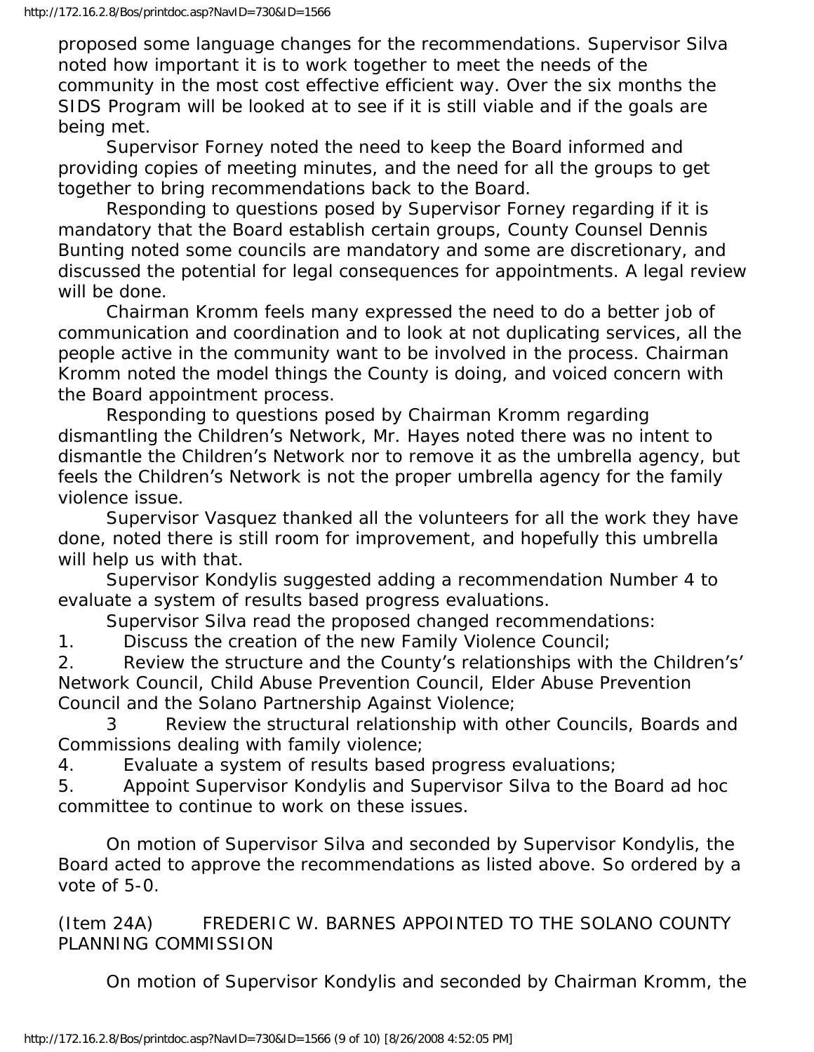proposed some language changes for the recommendations. Supervisor Silva noted how important it is to work together to meet the needs of the community in the most cost effective efficient way. Over the six months the SIDS Program will be looked at to see if it is still viable and if the goals are being met.

Supervisor Forney noted the need to keep the Board informed and providing copies of meeting minutes, and the need for all the groups to get together to bring recommendations back to the Board.

Responding to questions posed by Supervisor Forney regarding if it is mandatory that the Board establish certain groups, County Counsel Dennis Bunting noted some councils are mandatory and some are discretionary, and discussed the potential for legal consequences for appointments. A legal review will be done.

Chairman Kromm feels many expressed the need to do a better job of communication and coordination and to look at not duplicating services, all the people active in the community want to be involved in the process. Chairman Kromm noted the model things the County is doing, and voiced concern with the Board appointment process.

Responding to questions posed by Chairman Kromm regarding dismantling the Children's Network, Mr. Hayes noted there was no intent to dismantle the Children's Network nor to remove it as the umbrella agency, but feels the Children's Network is not the proper umbrella agency for the family violence issue.

Supervisor Vasquez thanked all the volunteers for all the work they have done, noted there is still room for improvement, and hopefully this umbrella will help us with that.

Supervisor Kondylis suggested adding a recommendation Number 4 to evaluate a system of results based progress evaluations.

Supervisor Silva read the proposed changed recommendations:

1. Discuss the creation of the new Family Violence Council;
2. Review the structure and the County's relationships with the Children's' Network Council, Child Abuse Prevention Council, Elder Abuse Prevention Council and the Solano Partnership Against Violence;
3. Review the structural relationship with other Councils, Boards and Commissions dealing with family violence;
4. Evaluate a system of results based progress evaluations;
5. Appoint Supervisor Kondylis and Supervisor Silva to the Board ad hoc committee to continue to work on these issues.

On motion of Supervisor Silva and seconded by Supervisor Kondylis, the Board acted to approve the recommendations as listed above. So ordered by a vote of 5-0.

(Item 24A) FREDERIC W. BARNES APPOINTED TO THE SOLANO COUNTY PLANNING COMMISSION

On motion of Supervisor Kondylis and seconded by Chairman Kromm, the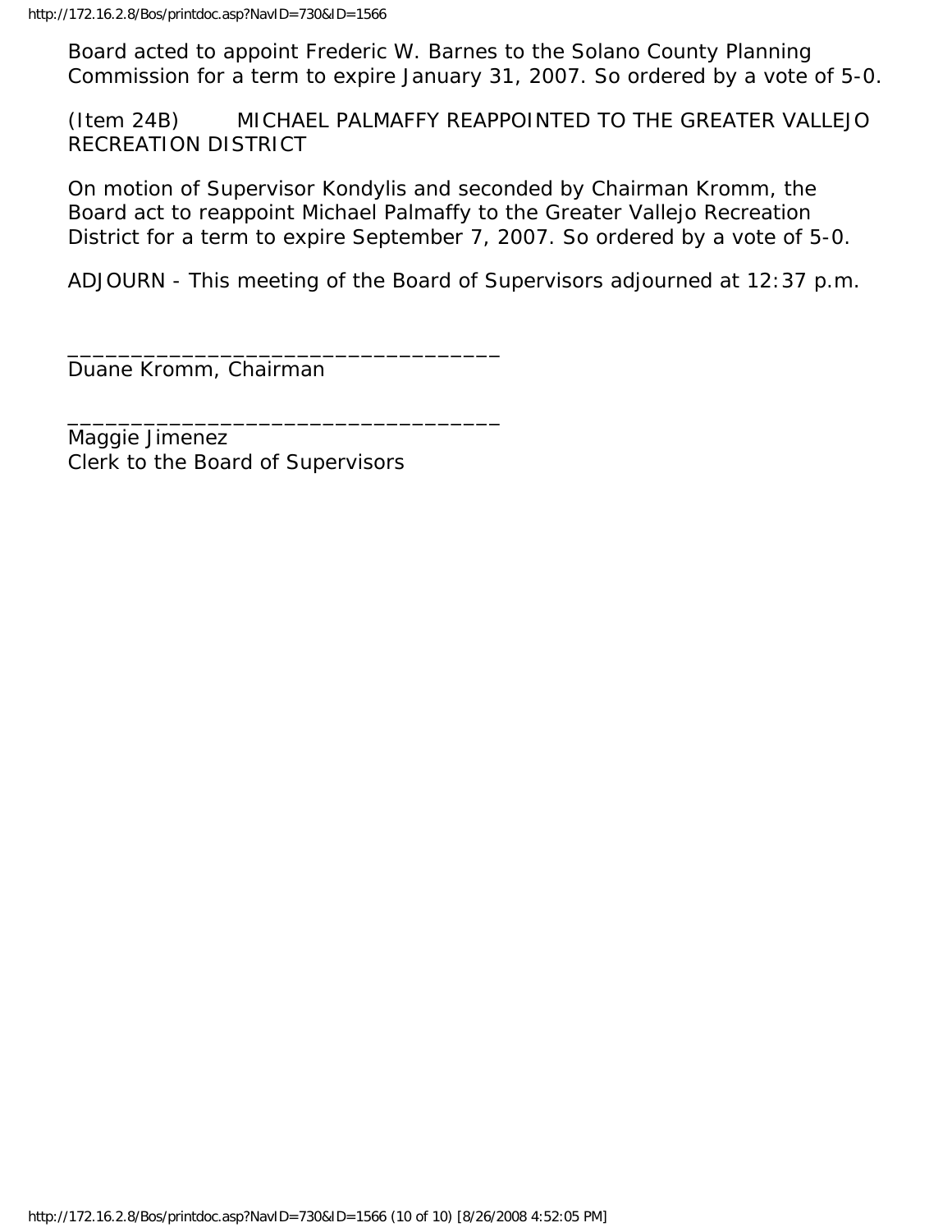Board acted to appoint Frederic W. Barnes to the Solano County Planning Commission for a term to expire January 31, 2007. So ordered by a vote of 5-0.

(Item 24B) MICHAEL PALMAFFY REAPPOINTED TO THE GREATER VALLEJO RECREATION DISTRICT

On motion of Supervisor Kondylis and seconded by Chairman Kromm, the Board act to reappoint Michael Palmaffy to the Greater Vallejo Recreation District for a term to expire September 7, 2007. So ordered by a vote of 5-0.

ADJOURN - This meeting of the Board of Supervisors adjourned at 12:37 p.m.

_________________________________
Duane Kromm, Chairman

_________________________________
Maggie Jimenez
Clerk to the Board of Supervisors